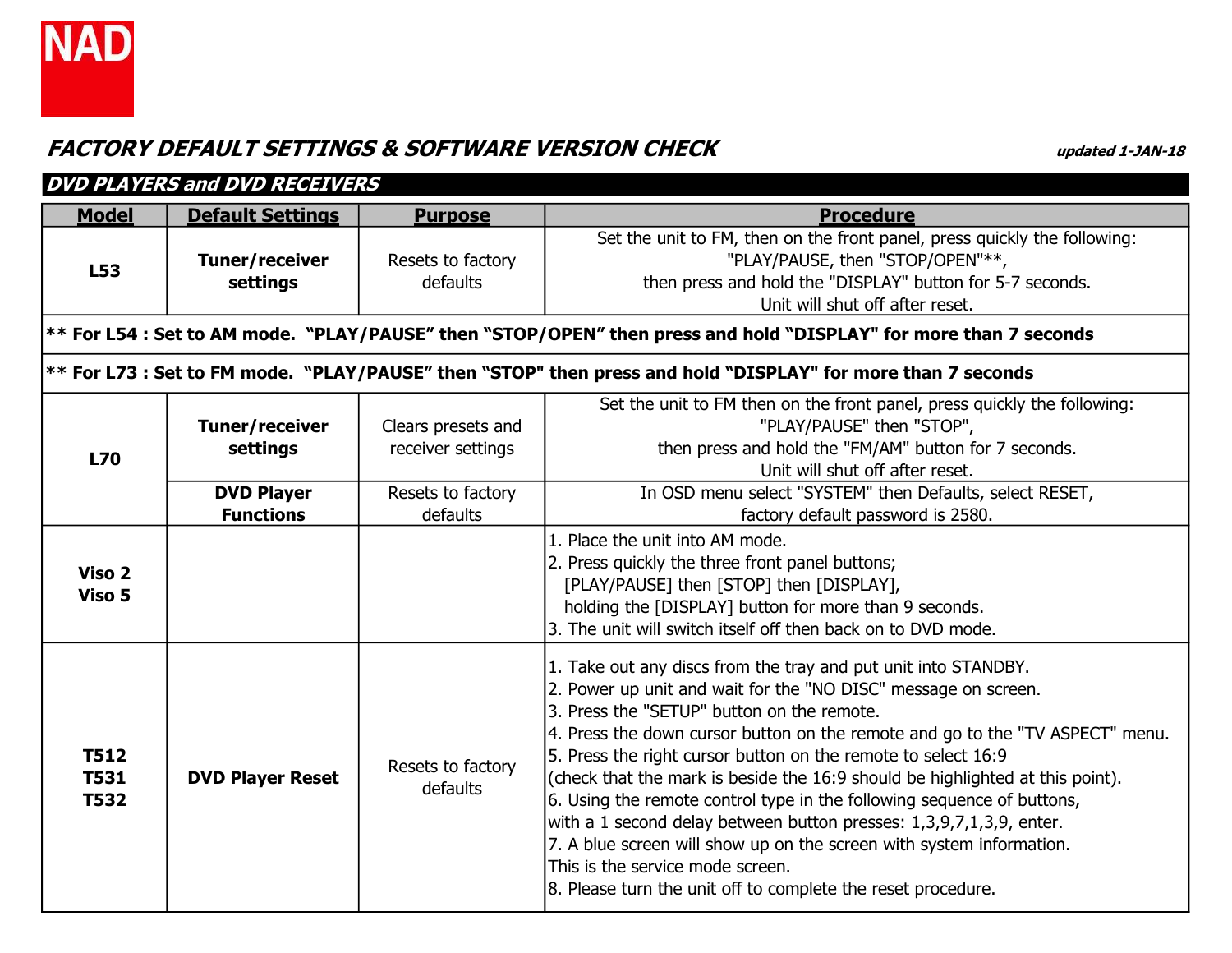NAD

# FACTORY DEFAULT SETTINGS & SOFTWARE VERSION CHECK

*updated 1-JAN-18*

## DVD PLAYERS and DVD RECEIVERS

| Model | Default Settings | Purpose | Procedure |
|---|---|---|---|
| **L53** | **Tuner/receiver settings** | Resets to factory defaults | Set the unit to FM, then on the front panel, press quickly the following: "PLAY/PAUSE, then "STOP/OPEN"**, then press and hold the "DISPLAY" button for 5-7 seconds. Unit will shut off after reset. |
| **** For L54 : Set to AM mode. "PLAY/PAUSE" then "STOP/OPEN" then press and hold "DISPLAY" for more than 7 seconds** | | | |
| **** For L73 : Set to FM mode. "PLAY/PAUSE" then "STOP" then press and hold "DISPLAY" for more than 7 seconds** | | | |
| **L70** | **Tuner/receiver settings** | Clears presets and receiver settings | Set the unit to FM then on the front panel, press quickly the following: "PLAY/PAUSE" then "STOP", then press and hold the "FM/AM" button for 7 seconds. Unit will shut off after reset. |
| | **DVD Player Functions** | Resets to factory defaults | In OSD menu select "SYSTEM" then Defaults, select RESET, factory default password is 2580. |
| **Viso 2**<br>**Viso 5** | | | 1. Place the unit into AM mode.<br>2. Press quickly the three front panel buttons; [PLAY/PAUSE] then [STOP] then [DISPLAY], holding the [DISPLAY] button for more than 9 seconds.<br>3. The unit will switch itself off then back on to DVD mode. |
| **T512**<br>**T531**<br>**T532** | **DVD Player Reset** | Resets to factory defaults | 1. Take out any discs from the tray and put unit into STANDBY.<br>2. Power up unit and wait for the "NO DISC" message on screen.<br>3. Press the "SETUP" button on the remote.<br>4. Press the down cursor button on the remote and go to the "TV ASPECT" menu.<br>5. Press the right cursor button on the remote to select 16:9 (check that the mark is beside the 16:9 should be highlighted at this point).<br>6. Using the remote control type in the following sequence of buttons, with a 1 second delay between button presses: 1,3,9,7,1,3,9, enter.<br>7. A blue screen will show up on the screen with system information. This is the service mode screen.<br>8. Please turn the unit off to complete the reset procedure. |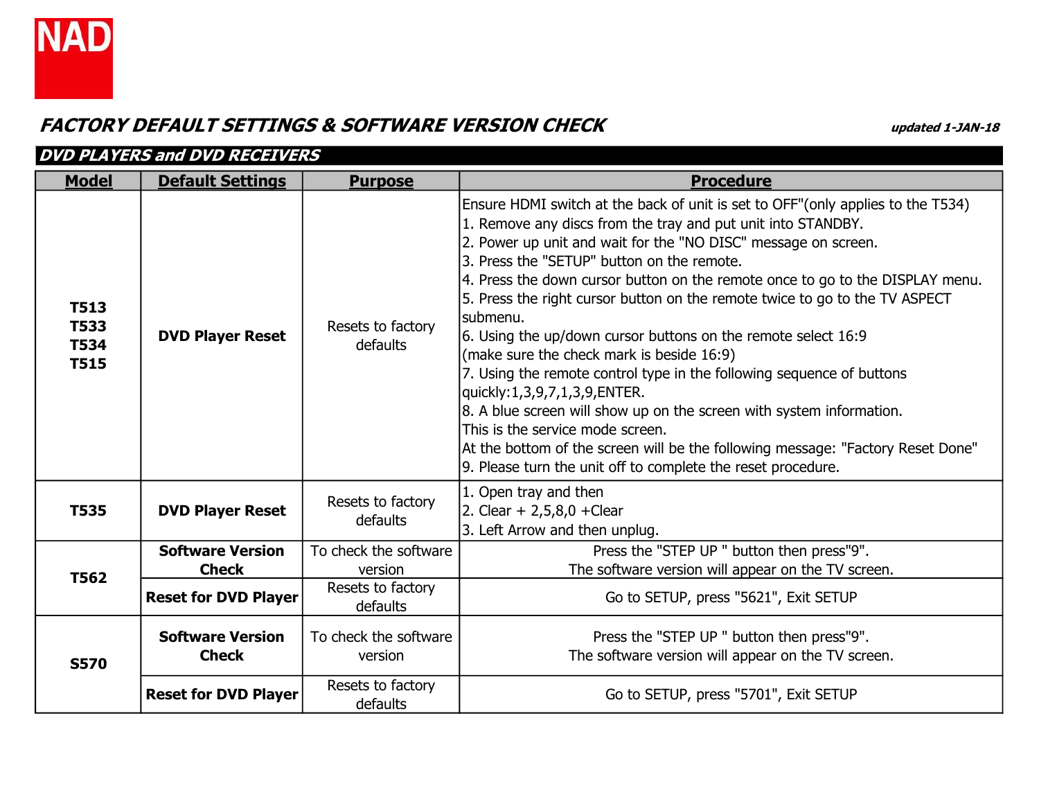NAD

# FACTORY DEFAULT SETTINGS & SOFTWARE VERSION CHECK

*updated 1-JAN-18*

## DVD PLAYERS and DVD RECEIVERS

| Model | Default Settings | Purpose | Procedure |
|---|---|---|---|
| **T513<br>T533<br>T534<br>T515** | **DVD Player Reset** | Resets to factory defaults | Ensure HDMI switch at the back of unit is set to OFF"(only applies to the T534)<br>1. Remove any discs from the tray and put unit into STANDBY.<br>2. Power up unit and wait for the "NO DISC" message on screen.<br>3. Press the "SETUP" button on the remote.<br>4. Press the down cursor button on the remote once to go to the DISPLAY menu.<br>5. Press the right cursor button on the remote twice to go to the TV ASPECT submenu.<br>6. Using the up/down cursor buttons on the remote select 16:9 (make sure the check mark is beside 16:9)<br>7. Using the remote control type in the following sequence of buttons quickly:1,3,9,7,1,3,9,ENTER.<br>8. A blue screen will show up on the screen with system information. This is the service mode screen. At the bottom of the screen will be the following message: "Factory Reset Done"<br>9. Please turn the unit off to complete the reset procedure. |
| **T535** | **DVD Player Reset** | Resets to factory defaults | 1. Open tray and then<br>2. Clear + 2,5,8,0 +Clear<br>3. Left Arrow and then unplug. |
| **T562** | **Software Version Check** | To check the software version | Press the "STEP UP " button then press"9".<br>The software version will appear on the TV screen. |
| | **Reset for DVD Player** | Resets to factory defaults | Go to SETUP, press "5621", Exit SETUP |
| **S570** | **Software Version Check** | To check the software version | Press the "STEP UP " button then press"9".<br>The software version will appear on the TV screen. |
| | **Reset for DVD Player** | Resets to factory defaults | Go to SETUP, press "5701", Exit SETUP |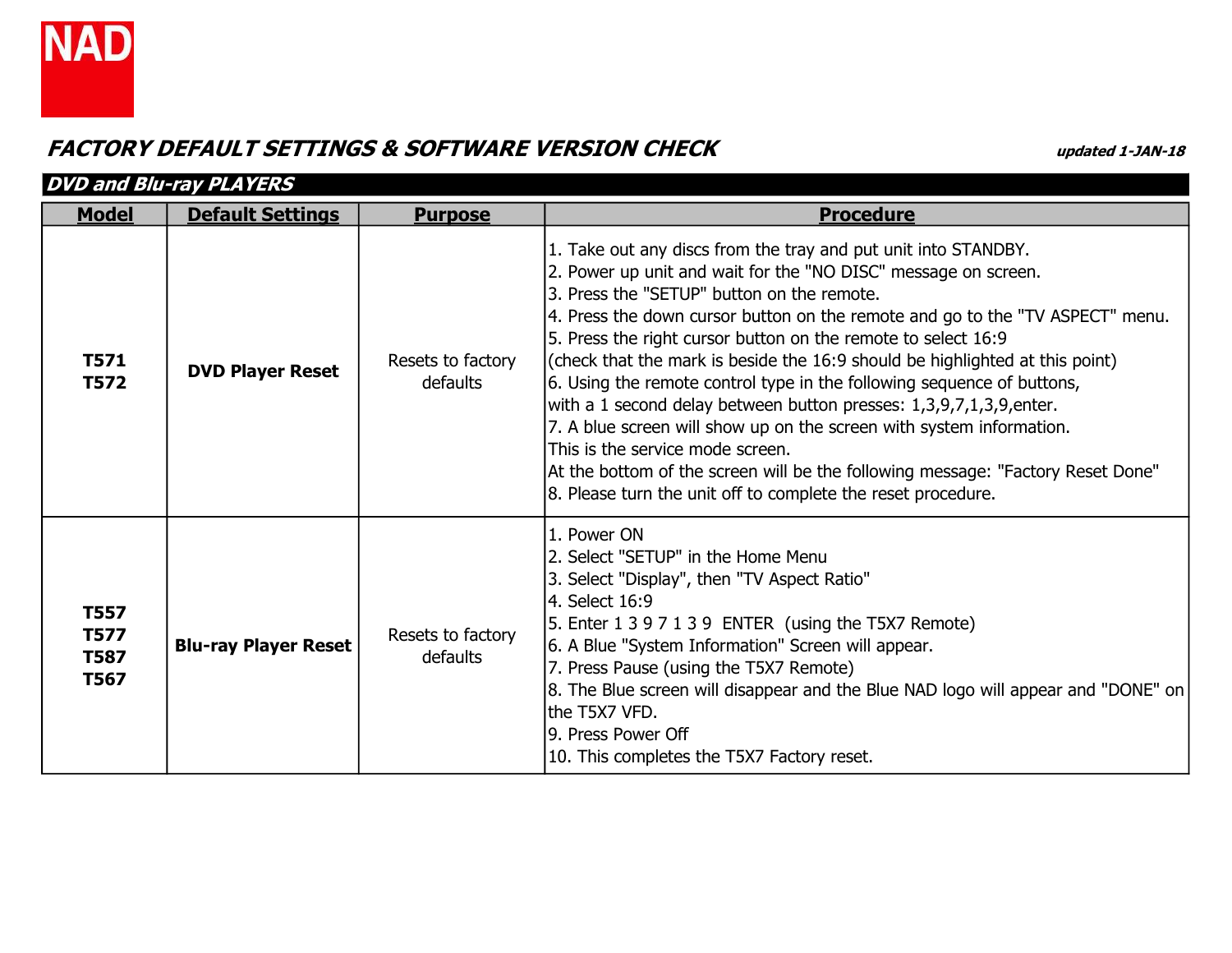NAD

## *FACTORY DEFAULT SETTINGS & SOFTWARE VERSION CHECK*

*updated 1-JAN-18*

### *DVD and Blu-ray PLAYERS*

| **Model** | **Default Settings** | **Purpose** | **Procedure** |
|---|---|---|---|
| **T571**<br>**T572** | **DVD Player Reset** | Resets to factory defaults | 1. Take out any discs from the tray and put unit into STANDBY.<br>2. Power up unit and wait for the "NO DISC" message on screen.<br>3. Press the "SETUP" button on the remote.<br>4. Press the down cursor button on the remote and go to the "TV ASPECT" menu.<br>5. Press the right cursor button on the remote to select 16:9<br>(check that the mark is beside the 16:9 should be highlighted at this point)<br>6. Using the remote control type in the following sequence of buttons,<br>with a 1 second delay between button presses: 1,3,9,7,1,3,9,enter.<br>7. A blue screen will show up on the screen with system information.<br>This is the service mode screen.<br>At the bottom of the screen will be the following message: "Factory Reset Done"<br>8. Please turn the unit off to complete the reset procedure. |
| **T557**<br>**T577**<br>**T587**<br>**T567** | **Blu-ray Player Reset** | Resets to factory defaults | 1. Power ON<br>2. Select "SETUP" in the Home Menu<br>3. Select "Display", then "TV Aspect Ratio"<br>4. Select 16:9<br>5. Enter 1 3 9 7 1 3 9 ENTER (using the T5X7 Remote)<br>6. A Blue "System Information" Screen will appear.<br>7. Press Pause (using the T5X7 Remote)<br>8. The Blue screen will disappear and the Blue NAD logo will appear and "DONE" on the T5X7 VFD.<br>9. Press Power Off<br>10. This completes the T5X7 Factory reset. |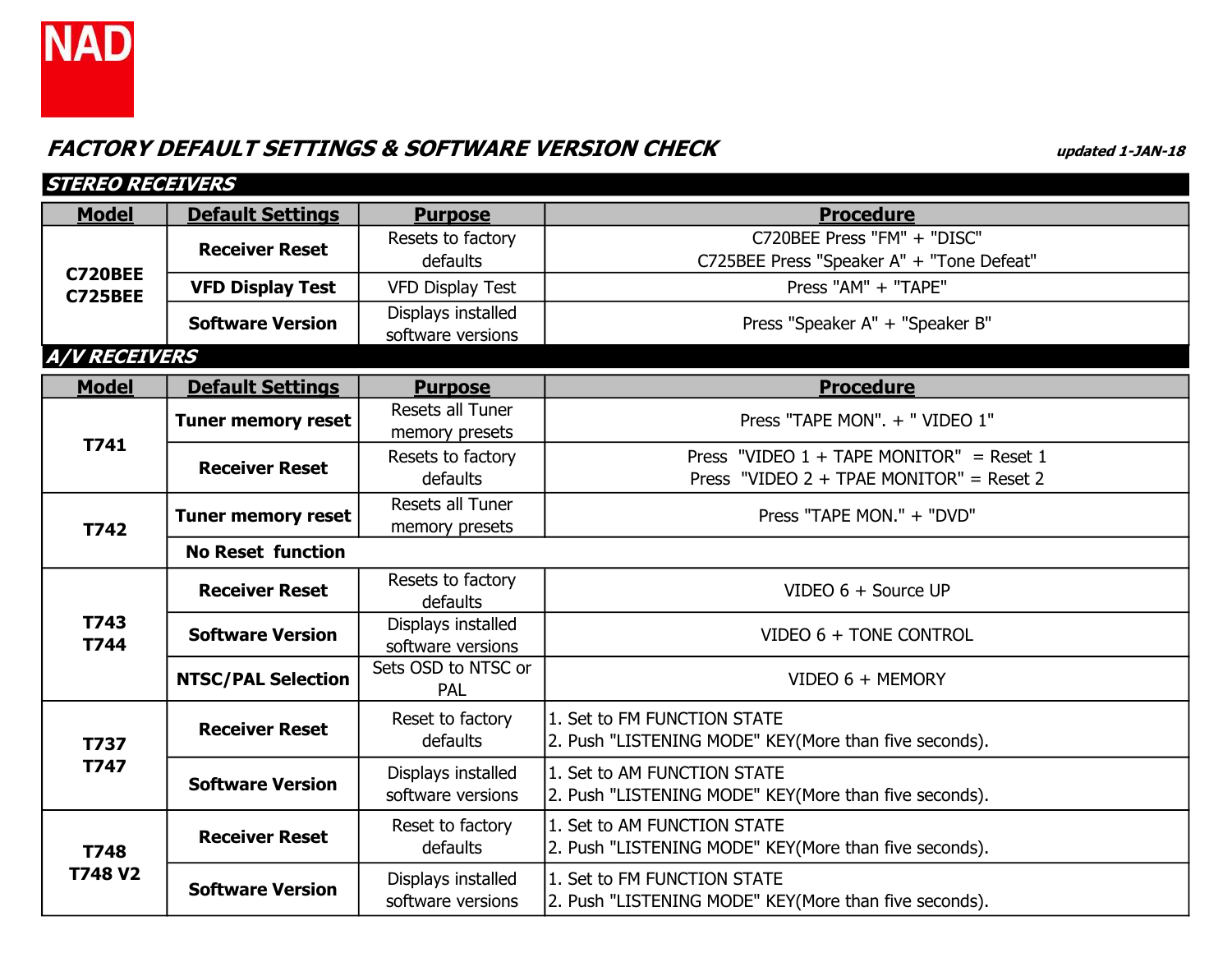NAD

## *FACTORY DEFAULT SETTINGS & SOFTWARE VERSION CHECK*

*updated 1-JAN-18*

### *STEREO RECEIVERS*

| Model | Default Settings | Purpose | Procedure |
|---|---|---|---|
| C720BEE C725BEE | **Receiver Reset** | Resets to factory defaults | C720BEE Press "FM" + "DISC"<br>C725BEE Press "Speaker A" + "Tone Defeat" |
| | **VFD Display Test** | VFD Display Test | Press "AM" + "TAPE" |
| | **Software Version** | Displays installed software versions | Press "Speaker A" + "Speaker B" |

### *A/V RECEIVERS*

| Model | Default Settings | Purpose | Procedure |
|---|---|---|---|
| T741 | **Tuner memory reset** | Resets all Tuner memory presets | Press "TAPE MON". + " VIDEO 1" |
| | **Receiver Reset** | Resets to factory defaults | Press "VIDEO 1 + TAPE MONITOR" = Reset 1<br>Press "VIDEO 2 + TPAE MONITOR" = Reset 2 |
| T742 | **Tuner memory reset** | Resets all Tuner memory presets | Press "TAPE MON." + "DVD" |
| | **No Reset function** | | |
| T743 T744 | **Receiver Reset** | Resets to factory defaults | VIDEO 6 + Source UP |
| | **Software Version** | Displays installed software versions | VIDEO 6 + TONE CONTROL |
| | **NTSC/PAL Selection** | Sets OSD to NTSC or PAL | VIDEO 6 + MEMORY |
| T737 T747 | **Receiver Reset** | Reset to factory defaults | 1. Set to FM FUNCTION STATE<br>2. Push "LISTENING MODE" KEY(More than five seconds). |
| | **Software Version** | Displays installed software versions | 1. Set to AM FUNCTION STATE<br>2. Push "LISTENING MODE" KEY(More than five seconds). |
| T748 T748 V2 | **Receiver Reset** | Reset to factory defaults | 1. Set to AM FUNCTION STATE<br>2. Push "LISTENING MODE" KEY(More than five seconds). |
| | **Software Version** | Displays installed software versions | 1. Set to FM FUNCTION STATE<br>2. Push "LISTENING MODE" KEY(More than five seconds). |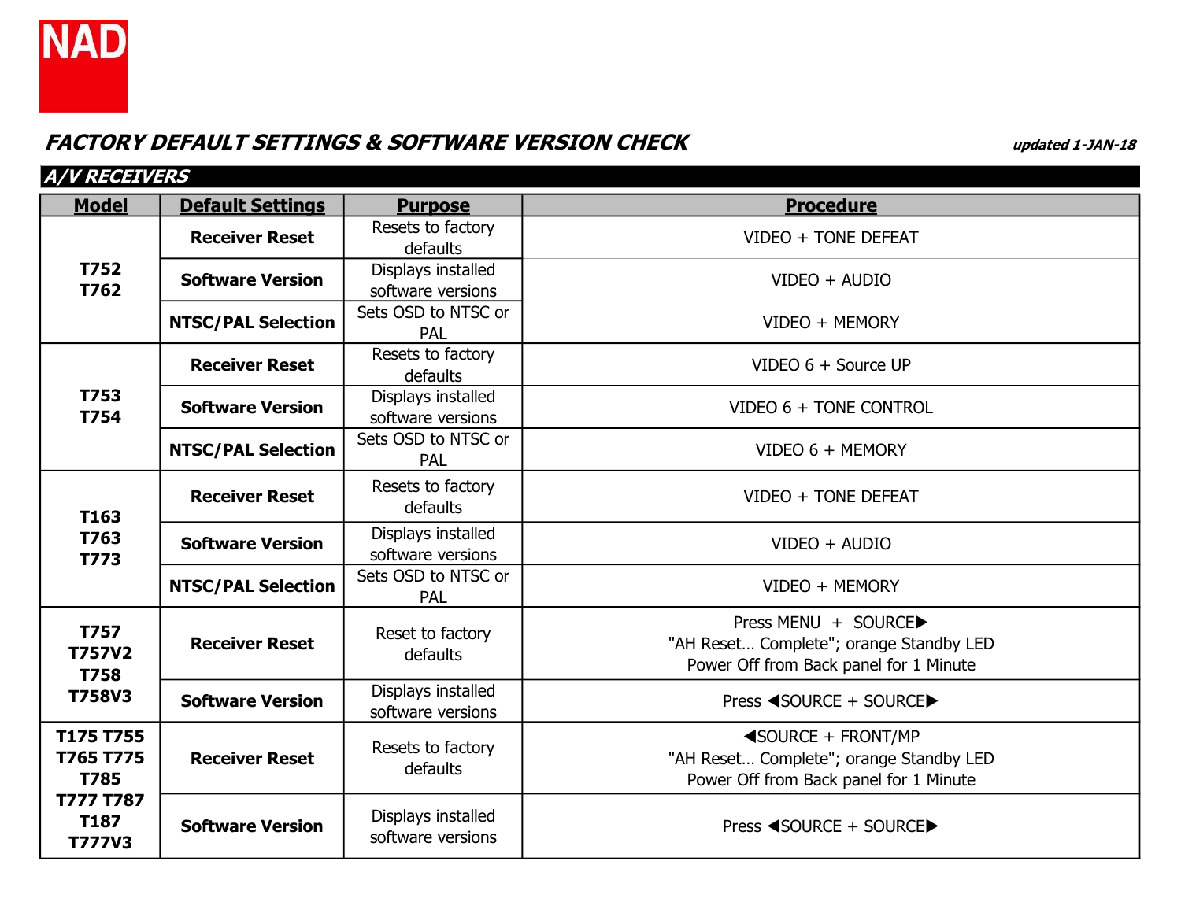NAD

## *FACTORY DEFAULT SETTINGS & SOFTWARE VERSION CHECK*

*updated 1-JAN-18*

### *A/V RECEIVERS*

| Model | Default Settings | Purpose | Procedure |
| --- | --- | --- | --- |
| T752<br>T762 | **Receiver Reset** | Resets to factory defaults | VIDEO + TONE DEFEAT |
| | **Software Version** | Displays installed software versions | VIDEO + AUDIO |
| | **NTSC/PAL Selection** | Sets OSD to NTSC or PAL | VIDEO + MEMORY |
| T753<br>T754 | **Receiver Reset** | Resets to factory defaults | VIDEO 6 + Source UP |
| | **Software Version** | Displays installed software versions | VIDEO 6 + TONE CONTROL |
| | **NTSC/PAL Selection** | Sets OSD to NTSC or PAL | VIDEO 6 + MEMORY |
| T163<br>T763<br>T773 | **Receiver Reset** | Resets to factory defaults | VIDEO + TONE DEFEAT |
| | **Software Version** | Displays installed software versions | VIDEO + AUDIO |
| | **NTSC/PAL Selection** | Sets OSD to NTSC or PAL | VIDEO + MEMORY |
| T757<br>T757V2<br>T758<br>T758V3 | **Receiver Reset** | Reset to factory defaults | Press MENU + SOURCE▶<br>"AH Reset… Complete"; orange Standby LED<br>Power Off from Back panel for 1 Minute |
| | **Software Version** | Displays installed software versions | Press ◀SOURCE + SOURCE▶ |
| T175 T755<br>T765 T775<br>T785<br>T777 T787<br>T187<br>T777V3 | **Receiver Reset** | Resets to factory defaults | ◀SOURCE + FRONT/MP<br>"AH Reset… Complete"; orange Standby LED<br>Power Off from Back panel for 1 Minute |
| | **Software Version** | Displays installed software versions | Press ◀SOURCE + SOURCE▶ |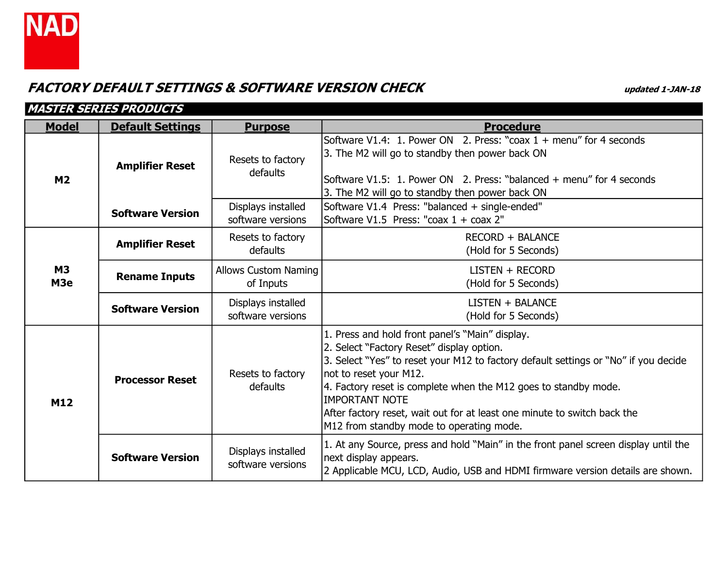NAD

## FACTORY DEFAULT SETTINGS & SOFTWARE VERSION CHECK

*updated 1-JAN-18*

### MASTER SERIES PRODUCTS

| Model | Default Settings | Purpose | Procedure |
|---|---|---|---|
| **M2** | **Amplifier Reset** | Resets to factory defaults | Software V1.4: 1. Power ON 2. Press: "coax 1 + menu" for 4 seconds<br>3. The M2 will go to standby then power back ON<br><br>Software V1.5: 1. Power ON 2. Press: "balanced + menu" for 4 seconds<br>3. The M2 will go to standby then power back ON |
| | **Software Version** | Displays installed software versions | Software V1.4 Press: "balanced + single-ended"<br>Software V1.5 Press: "coax 1 + coax 2" |
| **M3**<br>**M3e** | **Amplifier Reset** | Resets to factory defaults | RECORD + BALANCE<br>(Hold for 5 Seconds) |
| | **Rename Inputs** | Allows Custom Naming of Inputs | LISTEN + RECORD<br>(Hold for 5 Seconds) |
| | **Software Version** | Displays installed software versions | LISTEN + BALANCE<br>(Hold for 5 Seconds) |
| **M12** | **Processor Reset** | Resets to factory defaults | 1. Press and hold front panel's "Main" display.<br>2. Select "Factory Reset" display option.<br>3. Select "Yes" to reset your M12 to factory default settings or "No" if you decide not to reset your M12.<br>4. Factory reset is complete when the M12 goes to standby mode.<br>IMPORTANT NOTE<br>After factory reset, wait out for at least one minute to switch back the M12 from standby mode to operating mode. |
| | **Software Version** | Displays installed software versions | 1. At any Source, press and hold "Main" in the front panel screen display until the next display appears.<br>2 Applicable MCU, LCD, Audio, USB and HDMI firmware version details are shown. |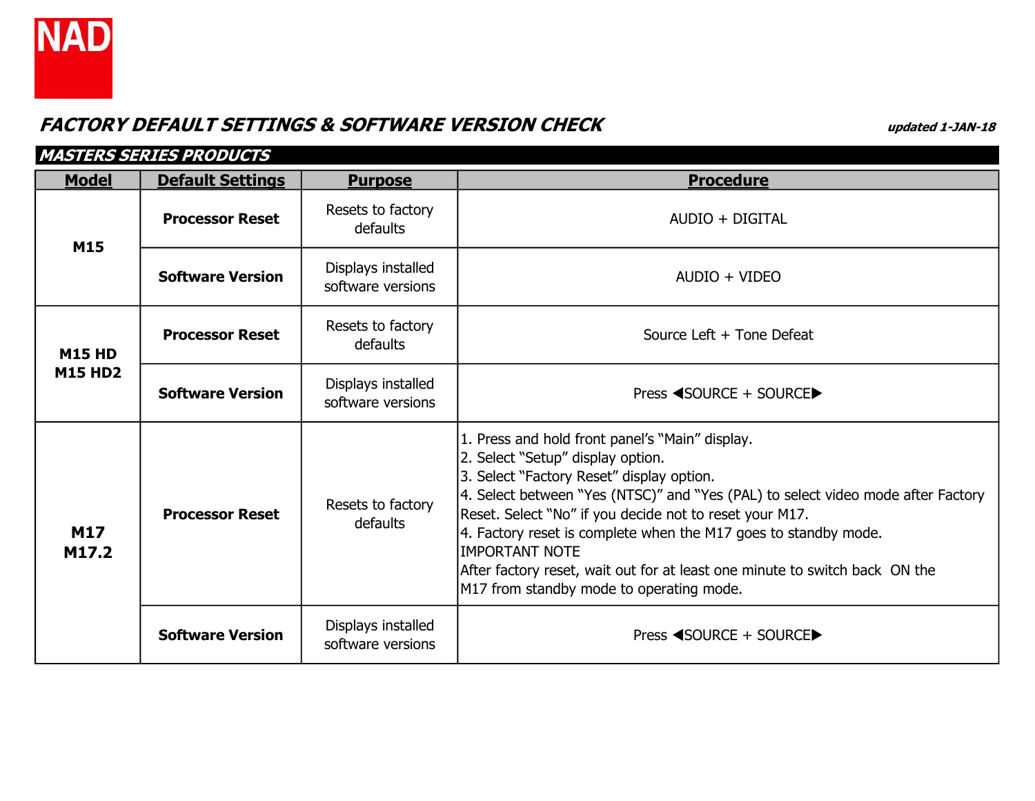NAD

## *FACTORY DEFAULT SETTINGS & SOFTWARE VERSION CHECK*

***updated 1-JAN-18***

### *MASTERS SERIES PRODUCTS*

| Model | Default Settings | Purpose | Procedure |
|---|---|---|---|
| **M15** | **Processor Reset** | Resets to factory defaults | AUDIO + DIGITAL |
| | **Software Version** | Displays installed software versions | AUDIO + VIDEO |
| **M15 HD M15 HD2** | **Processor Reset** | Resets to factory defaults | Source Left + Tone Defeat |
| | **Software Version** | Displays installed software versions | Press ◀SOURCE + SOURCE▶ |
| **M17 M17.2** | **Processor Reset** | Resets to factory defaults | 1. Press and hold front panel's "Main" display.<br>2. Select "Setup" display option.<br>3. Select "Factory Reset" display option.<br>4. Select between "Yes (NTSC)" and "Yes (PAL) to select video mode after Factory Reset. Select "No" if you decide not to reset your M17.<br>4. Factory reset is complete when the M17 goes to standby mode.<br>IMPORTANT NOTE<br>After factory reset, wait out for at least one minute to switch back ON the M17 from standby mode to operating mode. |
| | **Software Version** | Displays installed software versions | Press ◀SOURCE + SOURCE▶ |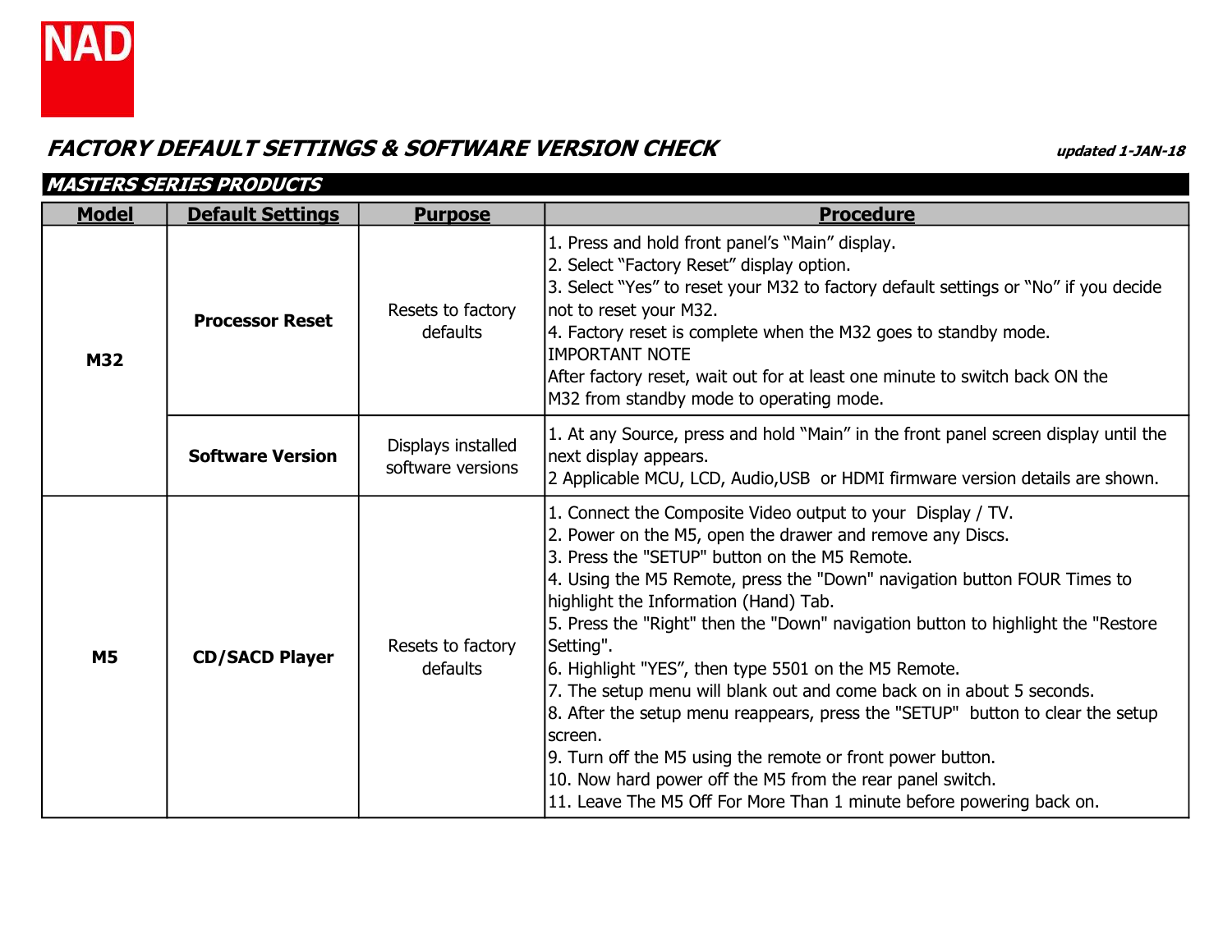NAD

# FACTORY DEFAULT SETTINGS & SOFTWARE VERSION CHECK

*updated 1-JAN-18*

## MASTERS SERIES PRODUCTS

| Model | Default Settings | Purpose | Procedure |
|---|---|---|---|
| **M32** | **Processor Reset** | Resets to factory defaults | 1. Press and hold front panel's "Main" display.<br>2. Select "Factory Reset" display option.<br>3. Select "Yes" to reset your M32 to factory default settings or "No" if you decide not to reset your M32.<br>4. Factory reset is complete when the M32 goes to standby mode.<br>IMPORTANT NOTE<br>After factory reset, wait out for at least one minute to switch back ON the M32 from standby mode to operating mode. |
| | **Software Version** | Displays installed software versions | 1. At any Source, press and hold "Main" in the front panel screen display until the next display appears.<br>2 Applicable MCU, LCD, Audio,USB or HDMI firmware version details are shown. |
| **M5** | **CD/SACD Player** | Resets to factory defaults | 1. Connect the Composite Video output to your Display / TV.<br>2. Power on the M5, open the drawer and remove any Discs.<br>3. Press the "SETUP" button on the M5 Remote.<br>4. Using the M5 Remote, press the "Down" navigation button FOUR Times to highlight the Information (Hand) Tab.<br>5. Press the "Right" then the "Down" navigation button to highlight the "Restore Setting".<br>6. Highlight "YES", then type 5501 on the M5 Remote.<br>7. The setup menu will blank out and come back on in about 5 seconds.<br>8. After the setup menu reappears, press the "SETUP" button to clear the setup screen.<br>9. Turn off the M5 using the remote or front power button.<br>10. Now hard power off the M5 from the rear panel switch.<br>11. Leave The M5 Off For More Than 1 minute before powering back on. |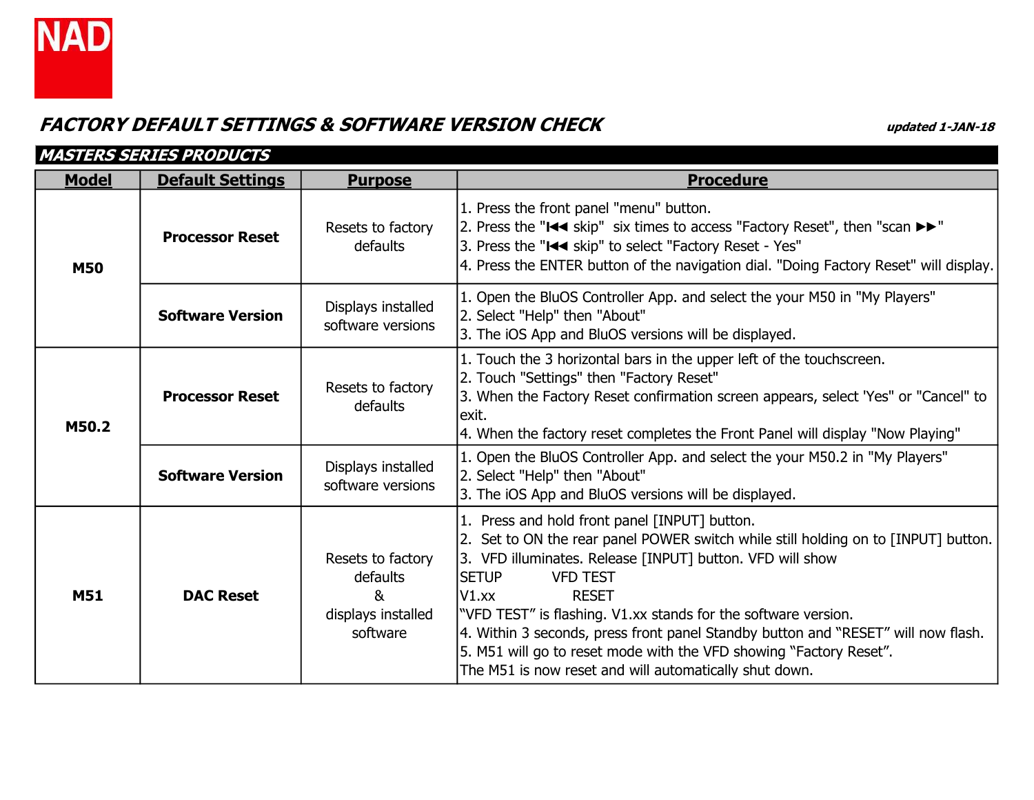NAD

## *FACTORY DEFAULT SETTINGS & SOFTWARE VERSION CHECK*

***updated 1-JAN-18***

### *MASTERS SERIES PRODUCTS*

| Model | Default Settings | Purpose | Procedure |
|---|---|---|---|
| **M50** | **Processor Reset** | Resets to factory defaults | 1. Press the front panel "menu" button.<br>2. Press the "⏮ skip" six times to access "Factory Reset", then "scan ▶▶"<br>3. Press the "⏮ skip" to select "Factory Reset - Yes"<br>4. Press the ENTER button of the navigation dial. "Doing Factory Reset" will display. |
| | **Software Version** | Displays installed software versions | 1. Open the BluOS Controller App. and select the your M50 in "My Players"<br>2. Select "Help" then "About"<br>3. The iOS App and BluOS versions will be displayed. |
| **M50.2** | **Processor Reset** | Resets to factory defaults | 1. Touch the 3 horizontal bars in the upper left of the touchscreen.<br>2. Touch "Settings" then "Factory Reset"<br>3. When the Factory Reset confirmation screen appears, select 'Yes" or "Cancel" to exit.<br>4. When the factory reset completes the Front Panel will display "Now Playing" |
| | **Software Version** | Displays installed software versions | 1. Open the BluOS Controller App. and select the your M50.2 in "My Players"<br>2. Select "Help" then "About"<br>3. The iOS App and BluOS versions will be displayed. |
| **M51** | **DAC Reset** | Resets to factory defaults & displays installed software | 1. Press and hold front panel [INPUT] button.<br>2. Set to ON the rear panel POWER switch while still holding on to [INPUT] button.<br>3. VFD illuminates. Release [INPUT] button. VFD will show<br>SETUP VFD TEST<br>V1.xx RESET<br>"VFD TEST" is flashing. V1.xx stands for the software version.<br>4. Within 3 seconds, press front panel Standby button and "RESET" will now flash.<br>5. M51 will go to reset mode with the VFD showing "Factory Reset".<br>The M51 is now reset and will automatically shut down. |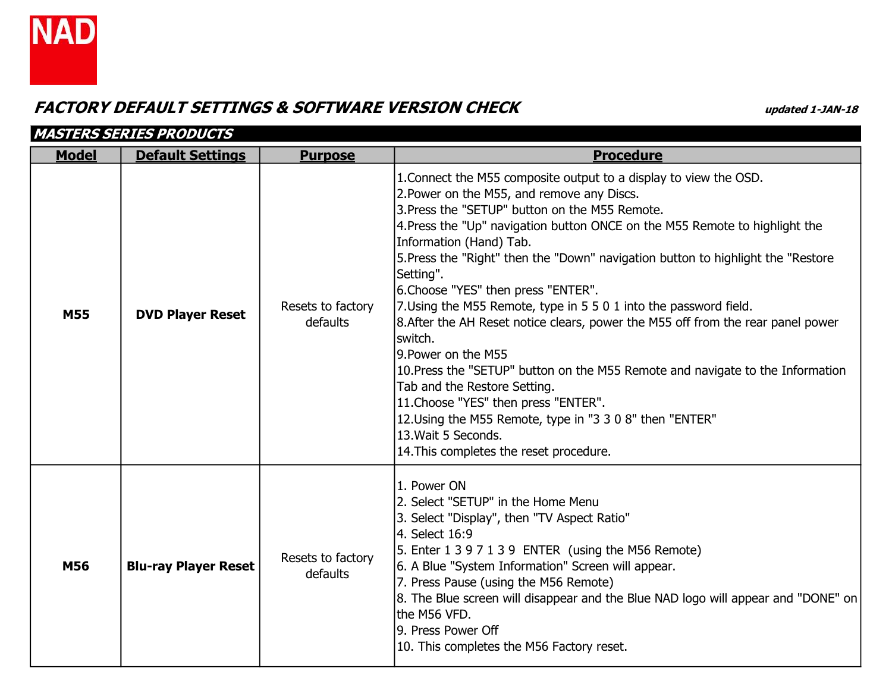NAD

# FACTORY DEFAULT SETTINGS & SOFTWARE VERSION CHECK

*updated 1-JAN-18*

## MASTERS SERIES PRODUCTS

| Model | Default Settings | Purpose | Procedure |
|---|---|---|---|
| **M55** | **DVD Player Reset** | Resets to factory defaults | 1.Connect the M55 composite output to a display to view the OSD.<br>2.Power on the M55, and remove any Discs.<br>3.Press the "SETUP" button on the M55 Remote.<br>4.Press the "Up" navigation button ONCE on the M55 Remote to highlight the Information (Hand) Tab.<br>5.Press the "Right" then the "Down" navigation button to highlight the "Restore Setting".<br>6.Choose "YES" then press "ENTER".<br>7.Using the M55 Remote, type in 5 5 0 1 into the password field.<br>8.After the AH Reset notice clears, power the M55 off from the rear panel power switch.<br>9.Power on the M55<br>10.Press the "SETUP" button on the M55 Remote and navigate to the Information Tab and the Restore Setting.<br>11.Choose "YES" then press "ENTER".<br>12.Using the M55 Remote, type in "3 3 0 8" then "ENTER"<br>13.Wait 5 Seconds.<br>14.This completes the reset procedure. |
| **M56** | **Blu-ray Player Reset** | Resets to factory defaults | 1. Power ON<br>2. Select "SETUP" in the Home Menu<br>3. Select "Display", then "TV Aspect Ratio"<br>4. Select 16:9<br>5. Enter 1 3 9 7 1 3 9 ENTER (using the M56 Remote)<br>6. A Blue "System Information" Screen will appear.<br>7. Press Pause (using the M56 Remote)<br>8. The Blue screen will disappear and the Blue NAD logo will appear and "DONE" on the M56 VFD.<br>9. Press Power Off<br>10. This completes the M56 Factory reset. |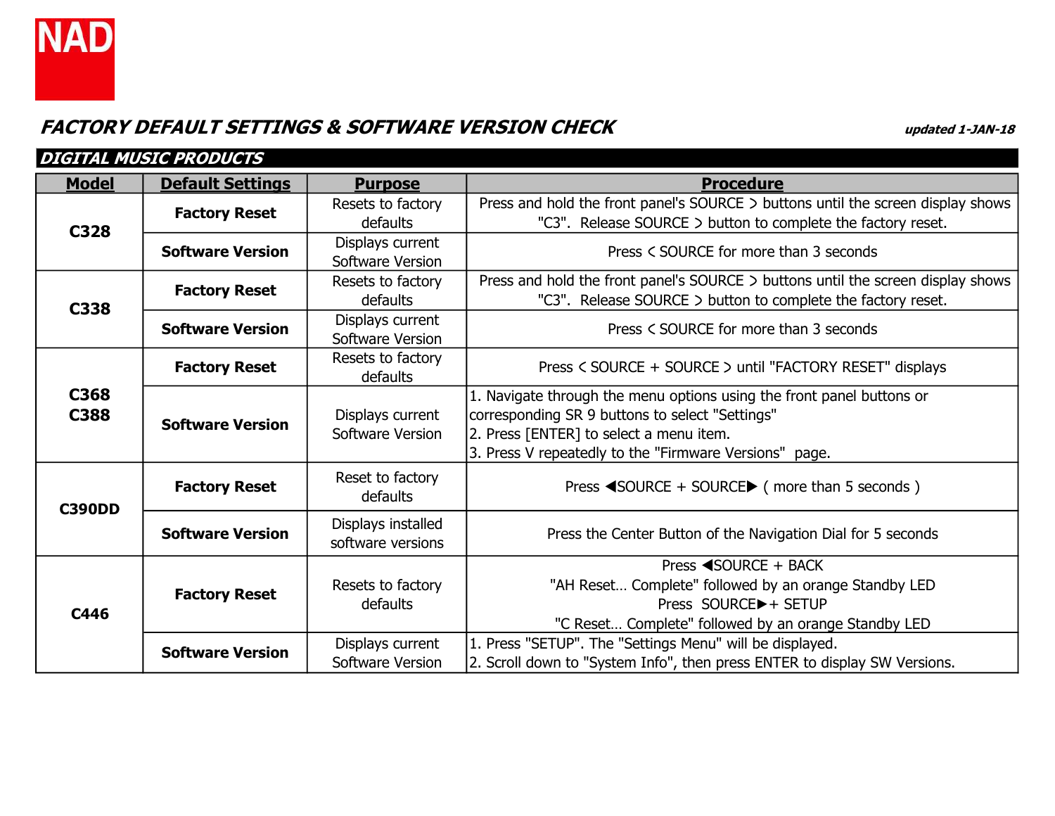NAD

## *FACTORY DEFAULT SETTINGS & SOFTWARE VERSION CHECK*

*updated 1-JAN-18*

### *DIGITAL MUSIC PRODUCTS*

| Model | Default Settings | Purpose | Procedure |
|---|---|---|---|
| **C328** | **Factory Reset** | Resets to factory defaults | Press and hold the front panel's SOURCE > buttons until the screen display shows "C3". Release SOURCE > button to complete the factory reset. |
| | **Software Version** | Displays current Software Version | Press < SOURCE for more than 3 seconds |
| **C338** | **Factory Reset** | Resets to factory defaults | Press and hold the front panel's SOURCE > buttons until the screen display shows "C3". Release SOURCE > button to complete the factory reset. |
| | **Software Version** | Displays current Software Version | Press < SOURCE for more than 3 seconds |
| **C368 C388** | **Factory Reset** | Resets to factory defaults | Press < SOURCE + SOURCE > until "FACTORY RESET" displays |
| | **Software Version** | Displays current Software Version | 1. Navigate through the menu options using the front panel buttons or corresponding SR 9 buttons to select "Settings"<br>2. Press [ENTER] to select a menu item.<br>3. Press V repeatedly to the "Firmware Versions" page. |
| **C390DD** | **Factory Reset** | Reset to factory defaults | Press ◀SOURCE + SOURCE▶ ( more than 5 seconds ) |
| | **Software Version** | Displays installed software versions | Press the Center Button of the Navigation Dial for 5 seconds |
| **C446** | **Factory Reset** | Resets to factory defaults | Press ◀SOURCE + BACK<br>"AH Reset… Complete" followed by an orange Standby LED<br>Press SOURCE▶+ SETUP<br>"C Reset… Complete" followed by an orange Standby LED |
| | **Software Version** | Displays current Software Version | 1. Press "SETUP". The "Settings Menu" will be displayed.<br>2. Scroll down to "System Info", then press ENTER to display SW Versions. |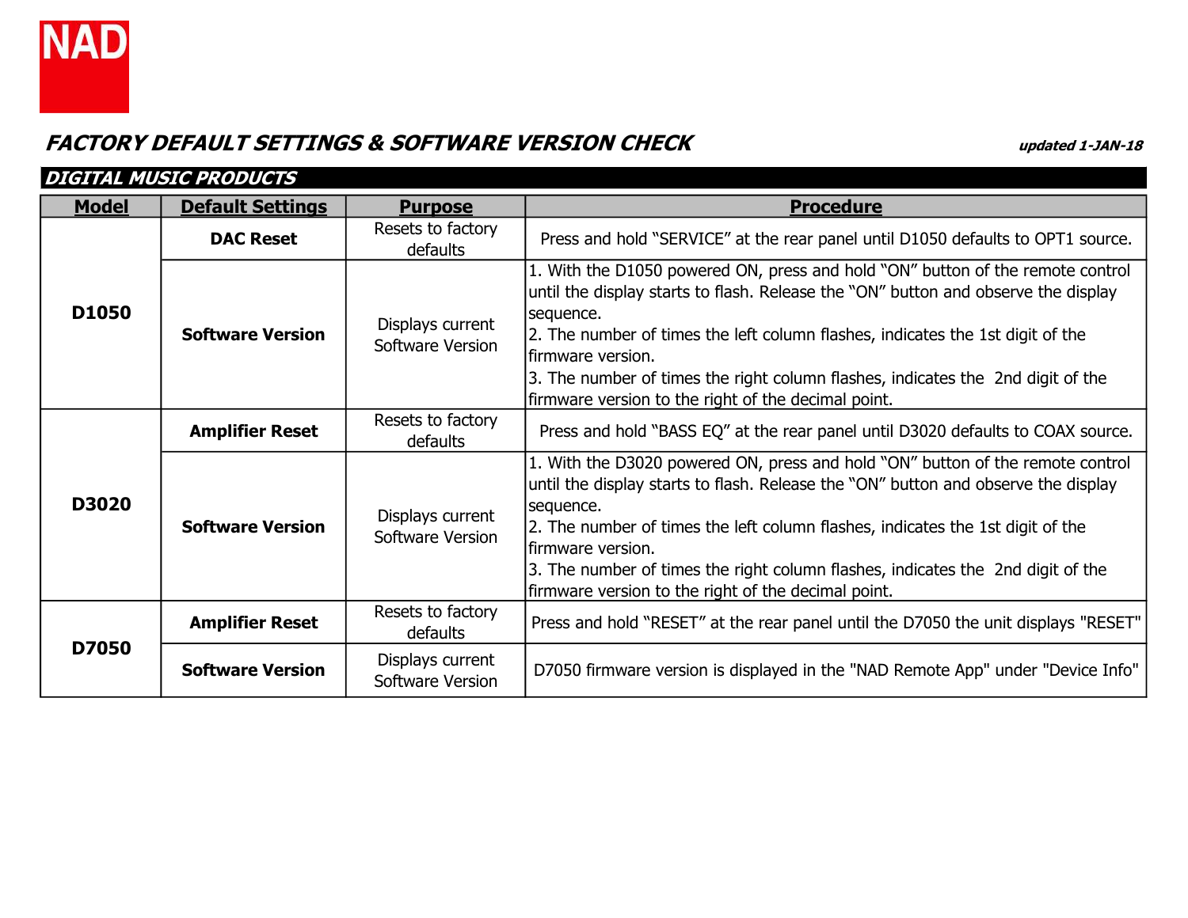NAD

## *FACTORY DEFAULT SETTINGS & SOFTWARE VERSION CHECK*

*updated 1-JAN-18*

### *DIGITAL MUSIC PRODUCTS*

| Model | Default Settings | Purpose | Procedure |
|---|---|---|---|
| **D1050** | **DAC Reset** | Resets to factory defaults | Press and hold "SERVICE" at the rear panel until D1050 defaults to OPT1 source. |
| | **Software Version** | Displays current Software Version | 1. With the D1050 powered ON, press and hold "ON" button of the remote control until the display starts to flash. Release the "ON" button and observe the display sequence.<br>2. The number of times the left column flashes, indicates the 1st digit of the firmware version.<br>3. The number of times the right column flashes, indicates the 2nd digit of the firmware version to the right of the decimal point. |
| **D3020** | **Amplifier Reset** | Resets to factory defaults | Press and hold "BASS EQ" at the rear panel until D3020 defaults to COAX source. |
| | **Software Version** | Displays current Software Version | 1. With the D3020 powered ON, press and hold "ON" button of the remote control until the display starts to flash. Release the "ON" button and observe the display sequence.<br>2. The number of times the left column flashes, indicates the 1st digit of the firmware version.<br>3. The number of times the right column flashes, indicates the 2nd digit of the firmware version to the right of the decimal point. |
| **D7050** | **Amplifier Reset** | Resets to factory defaults | Press and hold "RESET" at the rear panel until the D7050 the unit displays "RESET" |
| | **Software Version** | Displays current Software Version | D7050 firmware version is displayed in the "NAD Remote App" under "Device Info" |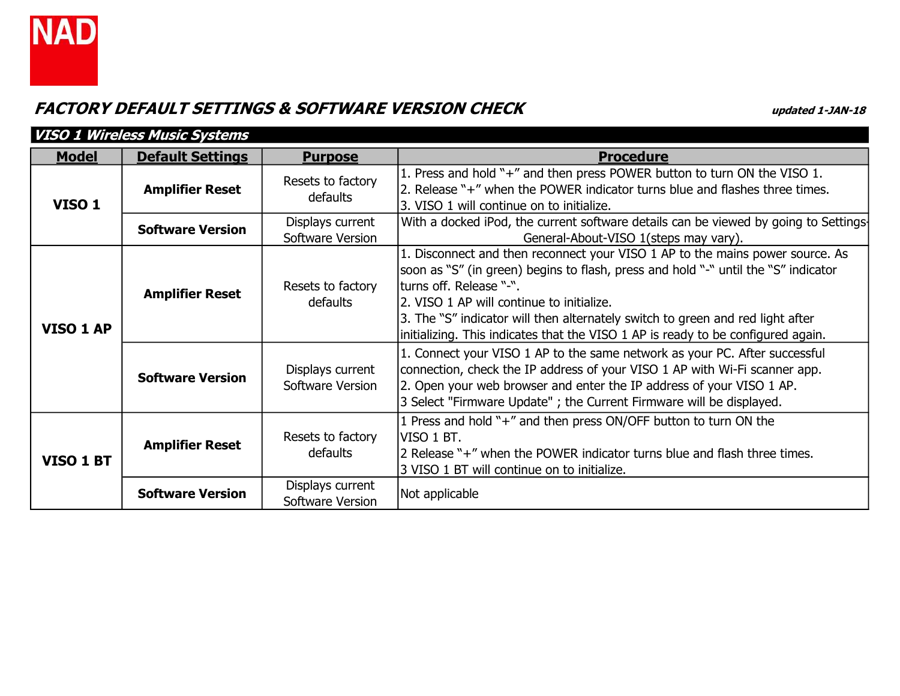NAD

# FACTORY DEFAULT SETTINGS & SOFTWARE VERSION CHECK

*updated 1-JAN-18*

## VISO 1 Wireless Music Systems

| Model | Default Settings | Purpose | Procedure |
| --- | --- | --- | --- |
| **VISO 1** | **Amplifier Reset** | Resets to factory defaults | 1. Press and hold "+" and then press POWER button to turn ON the VISO 1.<br>2. Release "+" when the POWER indicator turns blue and flashes three times.<br>3. VISO 1 will continue on to initialize. |
| | **Software Version** | Displays current Software Version | With a docked iPod, the current software details can be viewed by going to Settings-General-About-VISO 1(steps may vary). |
| **VISO 1 AP** | **Amplifier Reset** | Resets to factory defaults | 1. Disconnect and then reconnect your VISO 1 AP to the mains power source. As soon as "S" (in green) begins to flash, press and hold "-" until the "S" indicator turns off. Release "-".<br>2. VISO 1 AP will continue to initialize.<br>3. The "S" indicator will then alternately switch to green and red light after initializing. This indicates that the VISO 1 AP is ready to be configured again. |
| | **Software Version** | Displays current Software Version | 1. Connect your VISO 1 AP to the same network as your PC. After successful connection, check the IP address of your VISO 1 AP with Wi-Fi scanner app.<br>2. Open your web browser and enter the IP address of your VISO 1 AP.<br>3 Select "Firmware Update" ; the Current Firmware will be displayed. |
| **VISO 1 BT** | **Amplifier Reset** | Resets to factory defaults | 1 Press and hold "+" and then press ON/OFF button to turn ON the VISO 1 BT.<br>2 Release "+" when the POWER indicator turns blue and flash three times.<br>3 VISO 1 BT will continue on to initialize. |
| | **Software Version** | Displays current Software Version | Not applicable |